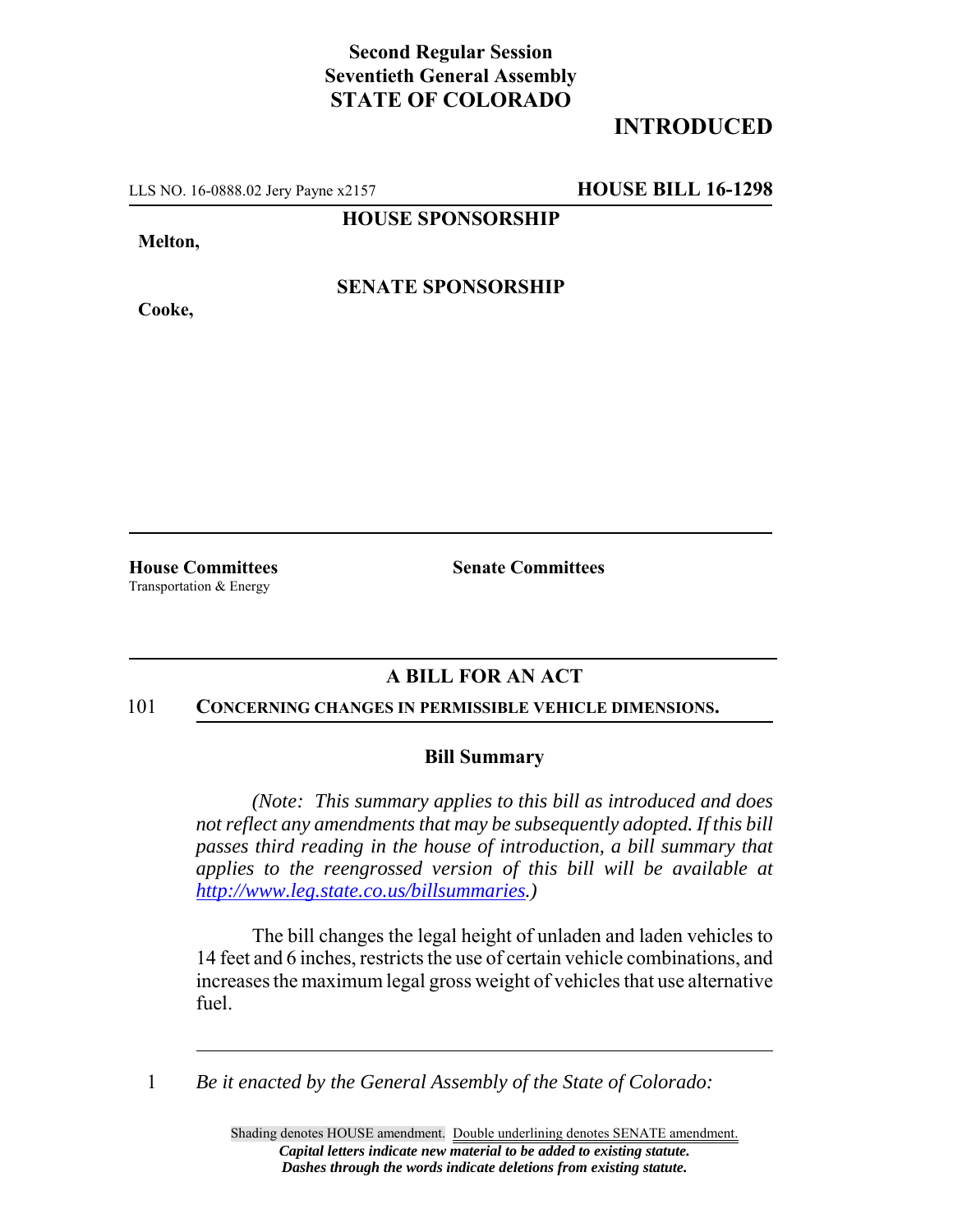**Second Regular Session**
**Seventieth General Assembly**
**STATE OF COLORADO**

# INTRODUCED

LLS NO. 16-0888.02 Jery Payne x2157 **HOUSE BILL 16-1298**

**HOUSE SPONSORSHIP**

**Melton,**

**SENATE SPONSORSHIP**

**Cooke,**

**House Committees**
Transportation & Energy

**Senate Committees**

## A BILL FOR AN ACT

101 **CONCERNING CHANGES IN PERMISSIBLE VEHICLE DIMENSIONS.**

### Bill Summary

*(Note: This summary applies to this bill as introduced and does not reflect any amendments that may be subsequently adopted. If this bill passes third reading in the house of introduction, a bill summary that applies to the reengrossed version of this bill will be available at http://www.leg.state.co.us/billsummaries.)*

The bill changes the legal height of unladen and laden vehicles to 14 feet and 6 inches, restricts the use of certain vehicle combinations, and increases the maximum legal gross weight of vehicles that use alternative fuel.

1 *Be it enacted by the General Assembly of the State of Colorado:*

Shading denotes HOUSE amendment. Double underlining denotes SENATE amendment.
***Capital letters indicate new material to be added to existing statute.***
***Dashes through the words indicate deletions from existing statute.***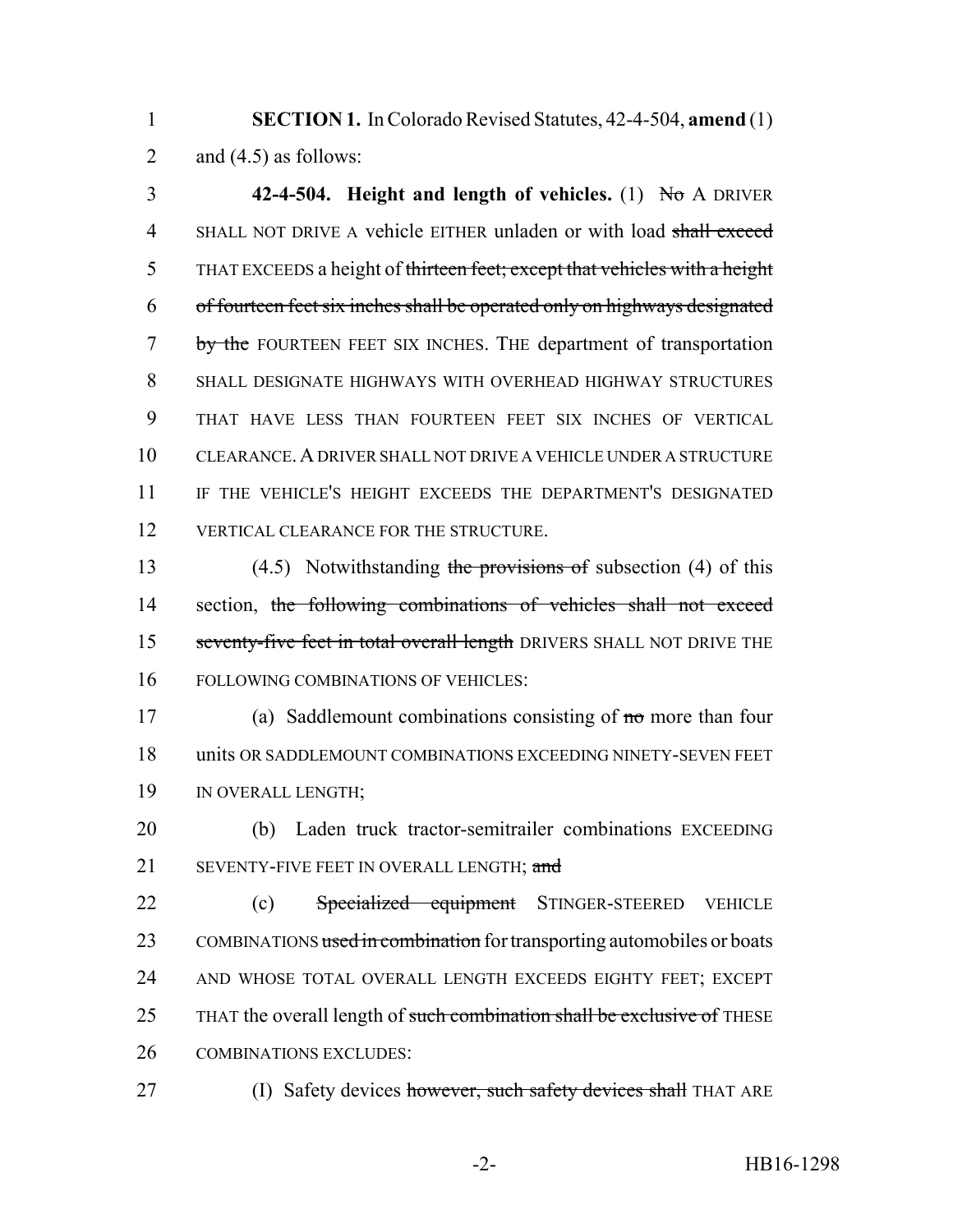**SECTION 1.** In Colorado Revised Statutes, 42-4-504, **amend** (1) and (4.5) as follows:

**42-4-504. Height and length of vehicles.** (1) ~~No~~ A DRIVER SHALL NOT DRIVE A vehicle EITHER unladen or with load ~~shall exceed~~ THAT EXCEEDS a height of ~~thirteen feet; except that vehicles with a height of fourteen feet six inches shall be operated only on highways designated by the~~ FOURTEEN FEET SIX INCHES. THE department of transportation SHALL DESIGNATE HIGHWAYS WITH OVERHEAD HIGHWAY STRUCTURES THAT HAVE LESS THAN FOURTEEN FEET SIX INCHES OF VERTICAL CLEARANCE. A DRIVER SHALL NOT DRIVE A VEHICLE UNDER A STRUCTURE IF THE VEHICLE'S HEIGHT EXCEEDS THE DEPARTMENT'S DESIGNATED VERTICAL CLEARANCE FOR THE STRUCTURE.

(4.5) Notwithstanding ~~the provisions of~~ subsection (4) of this section, ~~the following combinations of vehicles shall not exceed seventy-five feet in total overall length~~ DRIVERS SHALL NOT DRIVE THE FOLLOWING COMBINATIONS OF VEHICLES:

(a) Saddlemount combinations consisting of ~~no~~ more than four units OR SADDLEMOUNT COMBINATIONS EXCEEDING NINETY-SEVEN FEET IN OVERALL LENGTH;

(b) Laden truck tractor-semitrailer combinations EXCEEDING SEVENTY-FIVE FEET IN OVERALL LENGTH; ~~and~~

(c) ~~Specialized equipment~~ STINGER-STEERED VEHICLE COMBINATIONS ~~used in combination~~ for transporting automobiles or boats AND WHOSE TOTAL OVERALL LENGTH EXCEEDS EIGHTY FEET; EXCEPT THAT the overall length of ~~such combination shall be exclusive of~~ THESE COMBINATIONS EXCLUDES:

(I) Safety devices ~~however, such safety devices shall~~ THAT ARE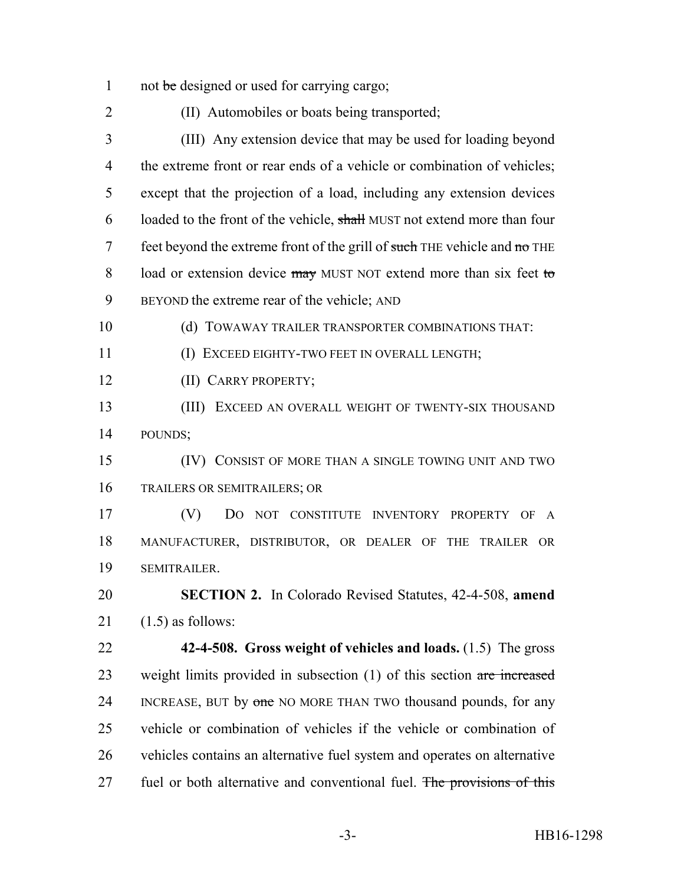1 not ~~be~~ designed or used for carrying cargo;

2 (II) Automobiles or boats being transported;

3 (III) Any extension device that may be used for loading beyond
4 the extreme front or rear ends of a vehicle or combination of vehicles;
5 except that the projection of a load, including any extension devices
6 loaded to the front of the vehicle, ~~shall~~ MUST not extend more than four
7 feet beyond the extreme front of the grill of ~~such~~ THE vehicle and ~~no~~ THE
8 load or extension device ~~may~~ MUST NOT extend more than six feet ~~to~~
9 BEYOND the extreme rear of the vehicle; AND

10 (d) TOWAWAY TRAILER TRANSPORTER COMBINATIONS THAT:

11 (I) EXCEED EIGHTY-TWO FEET IN OVERALL LENGTH;

12 (II) CARRY PROPERTY;

13 (III) EXCEED AN OVERALL WEIGHT OF TWENTY-SIX THOUSAND
14 POUNDS;

15 (IV) CONSIST OF MORE THAN A SINGLE TOWING UNIT AND TWO
16 TRAILERS OR SEMITRAILERS; OR

17 (V) DO NOT CONSTITUTE INVENTORY PROPERTY OF A
18 MANUFACTURER, DISTRIBUTOR, OR DEALER OF THE TRAILER OR
19 SEMITRAILER.

20 **SECTION 2.** In Colorado Revised Statutes, 42-4-508, **amend**
21 (1.5) as follows:

22 **42-4-508. Gross weight of vehicles and loads.** (1.5) The gross
23 weight limits provided in subsection (1) of this section ~~are increased~~
24 INCREASE, BUT by ~~one~~ NO MORE THAN TWO thousand pounds, for any
25 vehicle or combination of vehicles if the vehicle or combination of
26 vehicles contains an alternative fuel system and operates on alternative
27 fuel or both alternative and conventional fuel. ~~The provisions of this~~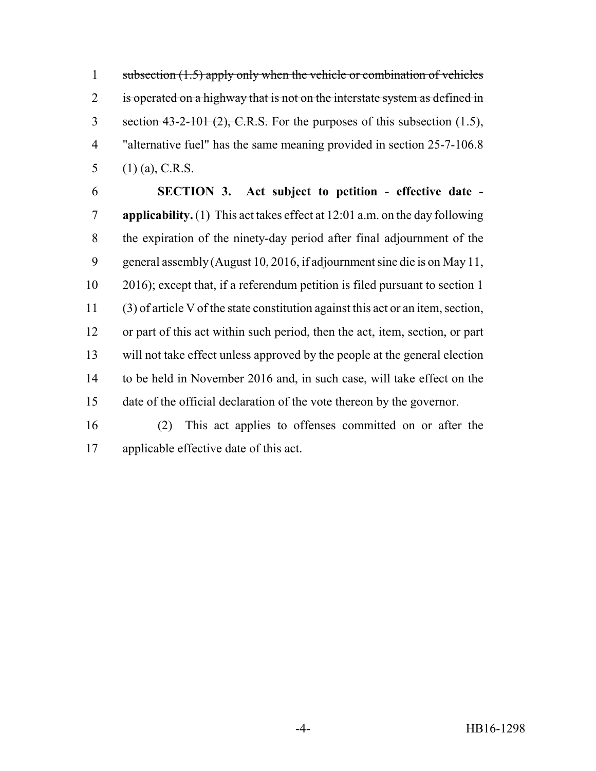~~subsection (1.5) apply only when the vehicle or combination of vehicles is operated on a highway that is not on the interstate system as defined in section 43-2-101 (2), C.R.S.~~ For the purposes of this subsection (1.5), "alternative fuel" has the same meaning provided in section 25-7-106.8 (1) (a), C.R.S.

**SECTION 3. Act subject to petition - effective date - applicability.** (1) This act takes effect at 12:01 a.m. on the day following the expiration of the ninety-day period after final adjournment of the general assembly (August 10, 2016, if adjournment sine die is on May 11, 2016); except that, if a referendum petition is filed pursuant to section 1 (3) of article V of the state constitution against this act or an item, section, or part of this act within such period, then the act, item, section, or part will not take effect unless approved by the people at the general election to be held in November 2016 and, in such case, will take effect on the date of the official declaration of the vote thereon by the governor.

(2) This act applies to offenses committed on or after the applicable effective date of this act.